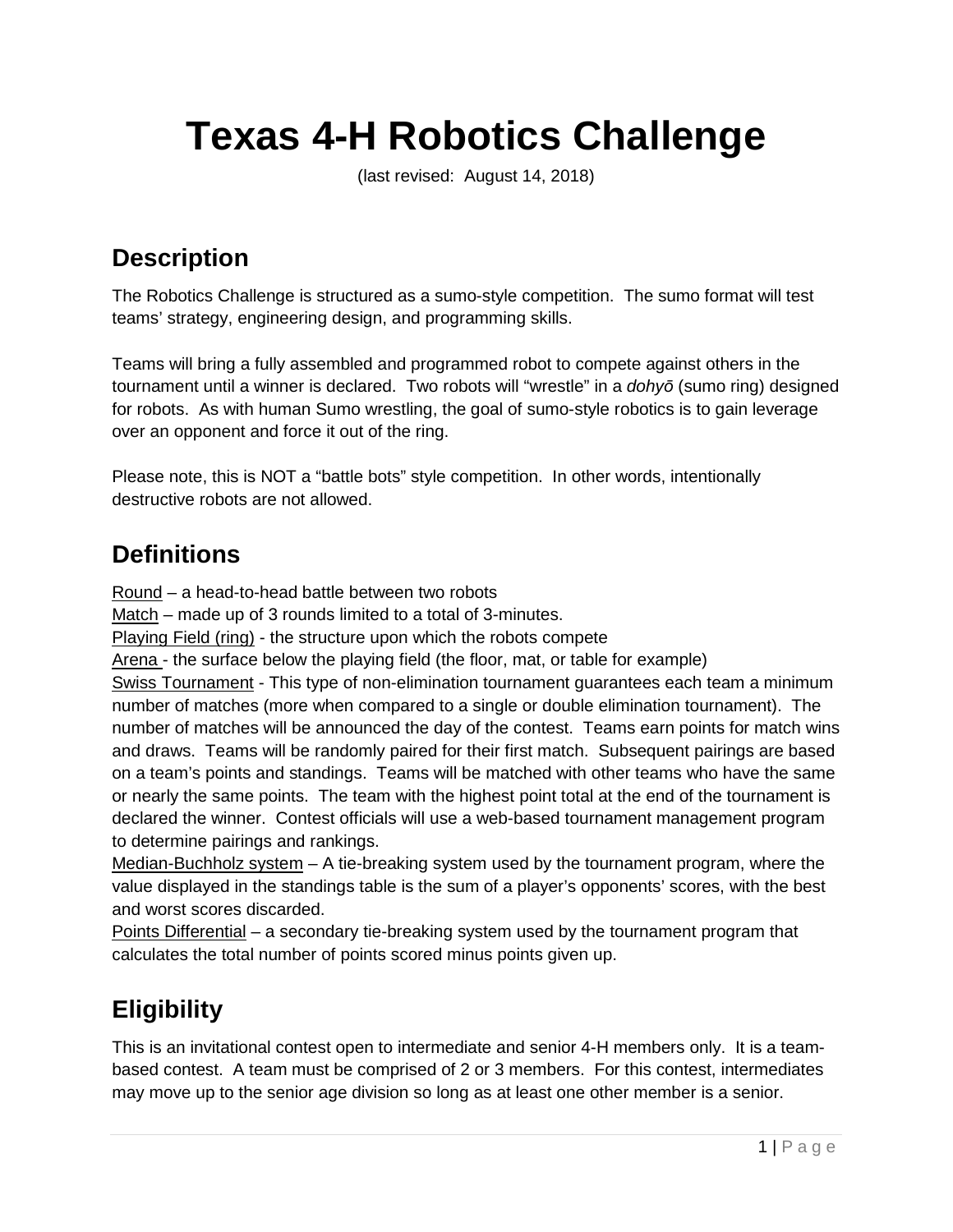# Texas 4-H Robotics Challenge

(last revised: August 14, 2018)

## Description

The Robotics Challenge is structured as a sumo-style competition. The sumo format will test teams' strategy, engineering design, and programming skills.

Teams will bring a fully assembled and programmed robot to compete against others in the tournament until a winner is declared. Two robots will "wrestle" in a *dohyō* (sumo ring) designed for robots. As with human Sumo wrestling, the goal of sumo-style robotics is to gain leverage over an opponent and force it out of the ring.

Please note, this is NOT a "battle bots" style competition. In other words, intentionally destructive robots are not allowed.

## Definitions

<u>Round</u> – a head-to-head battle between two robots
<u>Match</u> – made up of 3 rounds limited to a total of 3-minutes.
<u>Playing Field (ring)</u> - the structure upon which the robots compete
<u>Arena</u> - the surface below the playing field (the floor, mat, or table for example)
<u>Swiss Tournament</u> - This type of non-elimination tournament guarantees each team a minimum number of matches (more when compared to a single or double elimination tournament). The number of matches will be announced the day of the contest. Teams earn points for match wins and draws. Teams will be randomly paired for their first match. Subsequent pairings are based on a team's points and standings. Teams will be matched with other teams who have the same or nearly the same points. The team with the highest point total at the end of the tournament is declared the winner. Contest officials will use a web-based tournament management program to determine pairings and rankings.
<u>Median-Buchholz system</u> – A tie-breaking system used by the tournament program, where the value displayed in the standings table is the sum of a player's opponents' scores, with the best and worst scores discarded.
<u>Points Differential</u> – a secondary tie-breaking system used by the tournament program that calculates the total number of points scored minus points given up.

## Eligibility

This is an invitational contest open to intermediate and senior 4-H members only. It is a team-based contest. A team must be comprised of 2 or 3 members. For this contest, intermediates may move up to the senior age division so long as at least one other member is a senior.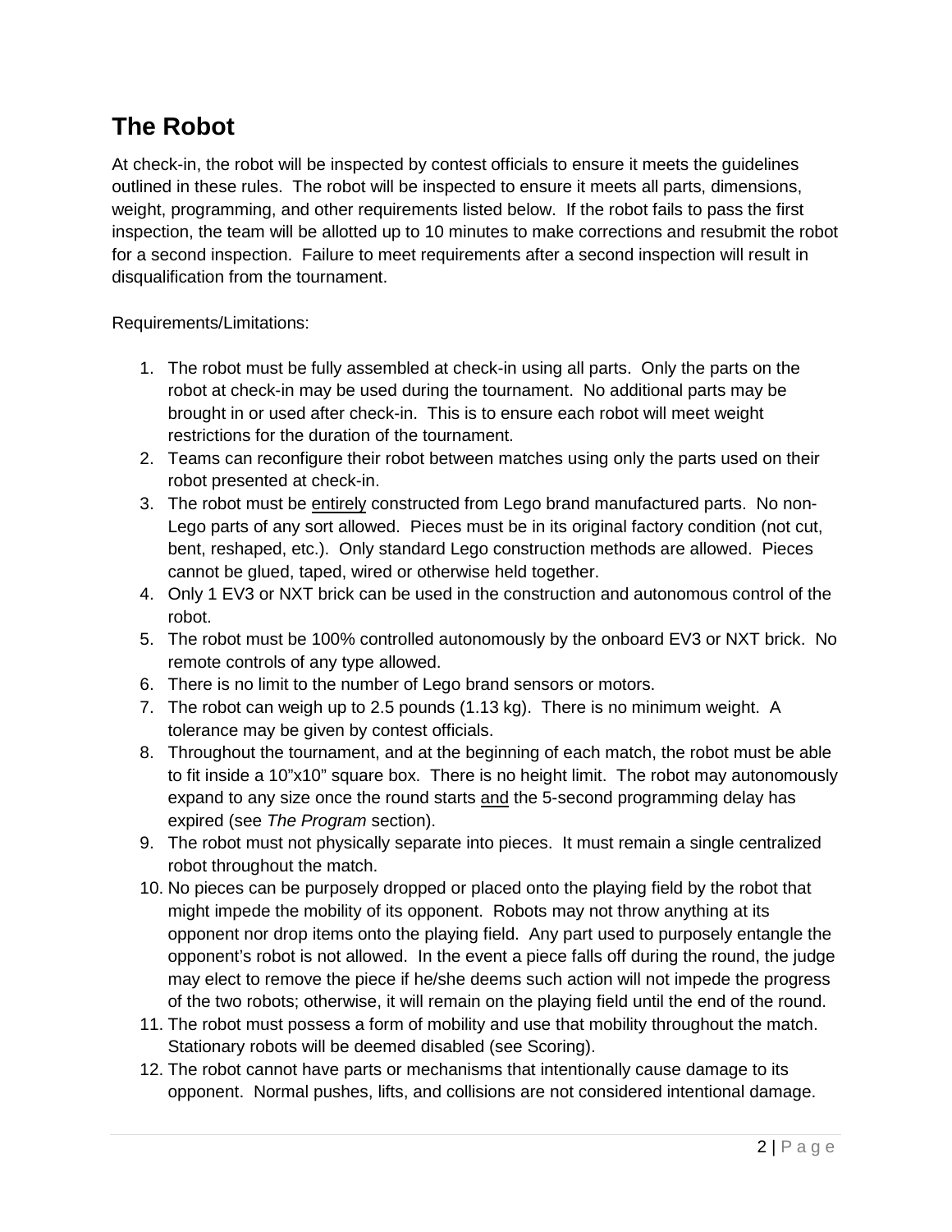# The Robot

At check-in, the robot will be inspected by contest officials to ensure it meets the guidelines outlined in these rules. The robot will be inspected to ensure it meets all parts, dimensions, weight, programming, and other requirements listed below. If the robot fails to pass the first inspection, the team will be allotted up to 10 minutes to make corrections and resubmit the robot for a second inspection. Failure to meet requirements after a second inspection will result in disqualification from the tournament.

Requirements/Limitations:

1. The robot must be fully assembled at check-in using all parts. Only the parts on the robot at check-in may be used during the tournament. No additional parts may be brought in or used after check-in. This is to ensure each robot will meet weight restrictions for the duration of the tournament.
2. Teams can reconfigure their robot between matches using only the parts used on their robot presented at check-in.
3. The robot must be <u>entirely</u> constructed from Lego brand manufactured parts. No non-Lego parts of any sort allowed. Pieces must be in its original factory condition (not cut, bent, reshaped, etc.). Only standard Lego construction methods are allowed. Pieces cannot be glued, taped, wired or otherwise held together.
4. Only 1 EV3 or NXT brick can be used in the construction and autonomous control of the robot.
5. The robot must be 100% controlled autonomously by the onboard EV3 or NXT brick. No remote controls of any type allowed.
6. There is no limit to the number of Lego brand sensors or motors.
7. The robot can weigh up to 2.5 pounds (1.13 kg). There is no minimum weight. A tolerance may be given by contest officials.
8. Throughout the tournament, and at the beginning of each match, the robot must be able to fit inside a 10"x10" square box. There is no height limit. The robot may autonomously expand to any size once the round starts <u>and</u> the 5-second programming delay has expired (see *The Program* section).
9. The robot must not physically separate into pieces. It must remain a single centralized robot throughout the match.
10. No pieces can be purposely dropped or placed onto the playing field by the robot that might impede the mobility of its opponent. Robots may not throw anything at its opponent nor drop items onto the playing field. Any part used to purposely entangle the opponent's robot is not allowed. In the event a piece falls off during the round, the judge may elect to remove the piece if he/she deems such action will not impede the progress of the two robots; otherwise, it will remain on the playing field until the end of the round.
11. The robot must possess a form of mobility and use that mobility throughout the match. Stationary robots will be deemed disabled (see Scoring).
12. The robot cannot have parts or mechanisms that intentionally cause damage to its opponent. Normal pushes, lifts, and collisions are not considered intentional damage.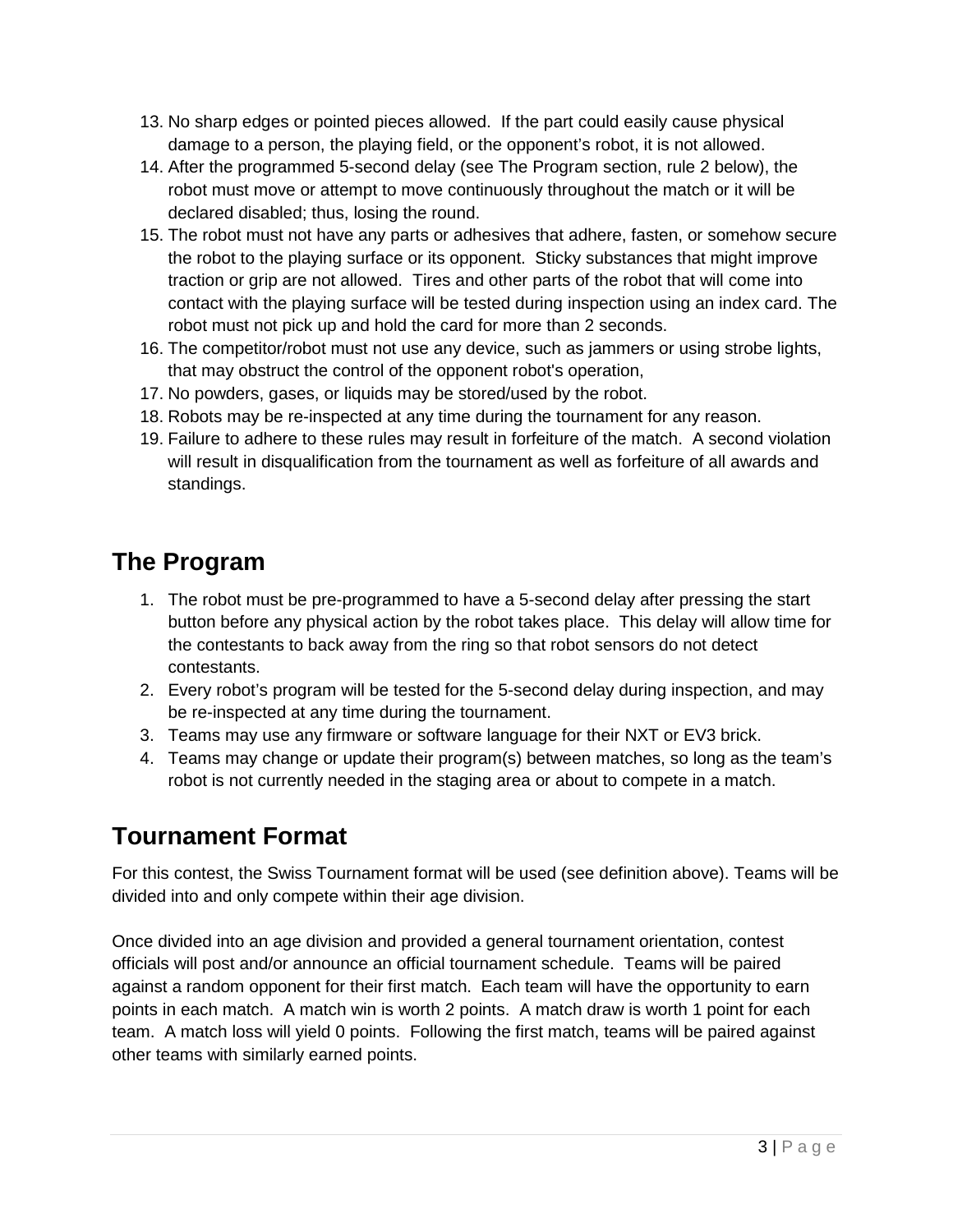13. No sharp edges or pointed pieces allowed. If the part could easily cause physical damage to a person, the playing field, or the opponent's robot, it is not allowed.
14. After the programmed 5-second delay (see The Program section, rule 2 below), the robot must move or attempt to move continuously throughout the match or it will be declared disabled; thus, losing the round.
15. The robot must not have any parts or adhesives that adhere, fasten, or somehow secure the robot to the playing surface or its opponent. Sticky substances that might improve traction or grip are not allowed. Tires and other parts of the robot that will come into contact with the playing surface will be tested during inspection using an index card. The robot must not pick up and hold the card for more than 2 seconds.
16. The competitor/robot must not use any device, such as jammers or using strobe lights, that may obstruct the control of the opponent robot's operation,
17. No powders, gases, or liquids may be stored/used by the robot.
18. Robots may be re-inspected at any time during the tournament for any reason.
19. Failure to adhere to these rules may result in forfeiture of the match. A second violation will result in disqualification from the tournament as well as forfeiture of all awards and standings.

## The Program

1. The robot must be pre-programmed to have a 5-second delay after pressing the start button before any physical action by the robot takes place. This delay will allow time for the contestants to back away from the ring so that robot sensors do not detect contestants.
2. Every robot's program will be tested for the 5-second delay during inspection, and may be re-inspected at any time during the tournament.
3. Teams may use any firmware or software language for their NXT or EV3 brick.
4. Teams may change or update their program(s) between matches, so long as the team's robot is not currently needed in the staging area or about to compete in a match.

## Tournament Format

For this contest, the Swiss Tournament format will be used (see definition above). Teams will be divided into and only compete within their age division.

Once divided into an age division and provided a general tournament orientation, contest officials will post and/or announce an official tournament schedule. Teams will be paired against a random opponent for their first match. Each team will have the opportunity to earn points in each match. A match win is worth 2 points. A match draw is worth 1 point for each team. A match loss will yield 0 points. Following the first match, teams will be paired against other teams with similarly earned points.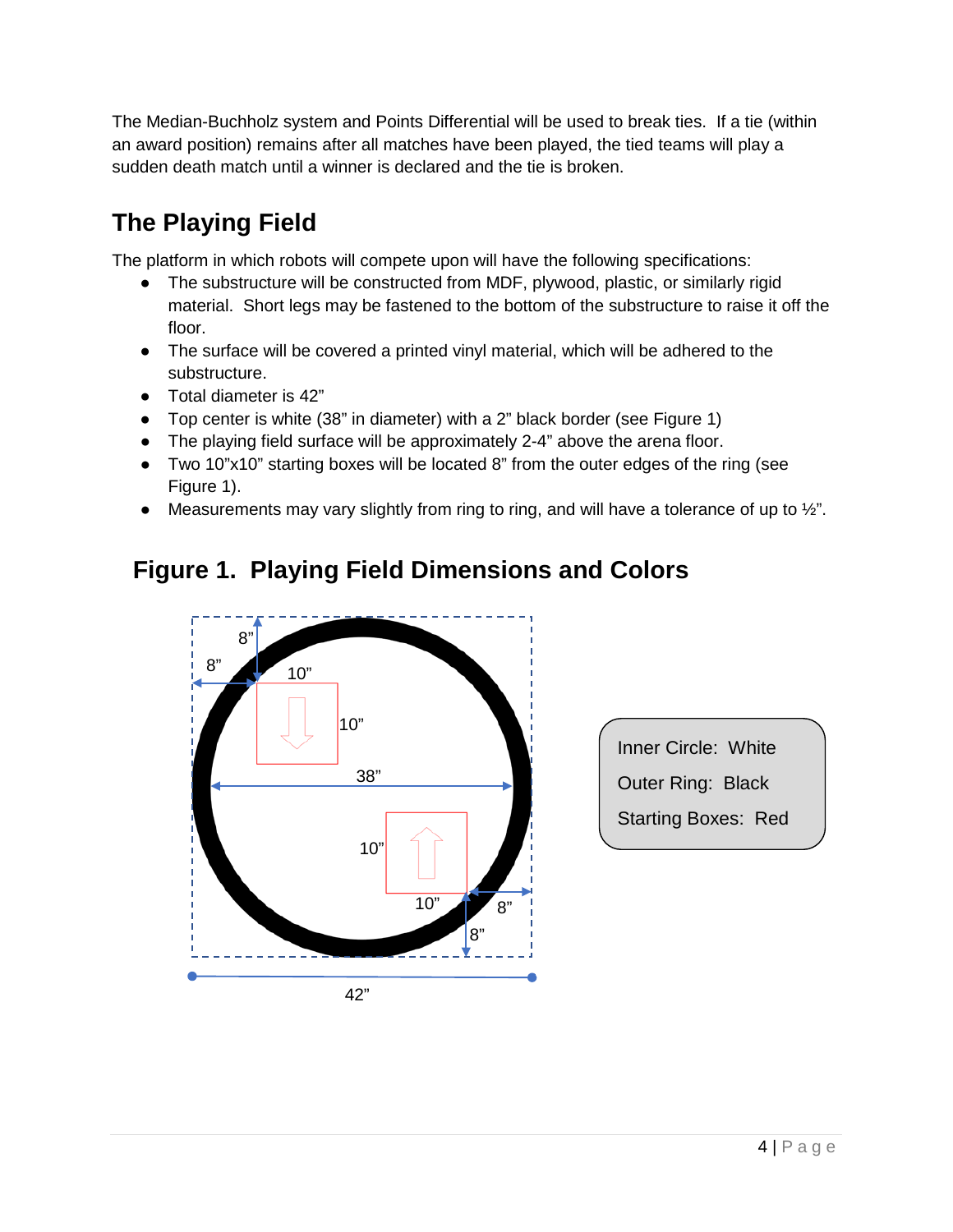The Median-Buchholz system and Points Differential will be used to break ties. If a tie (within an award position) remains after all matches have been played, the tied teams will play a sudden death match until a winner is declared and the tie is broken.

## The Playing Field

The platform in which robots will compete upon will have the following specifications:

- The substructure will be constructed from MDF, plywood, plastic, or similarly rigid material. Short legs may be fastened to the bottom of the substructure to raise it off the floor.
- The surface will be covered a printed vinyl material, which will be adhered to the substructure.
- Total diameter is 42"
- Top center is white (38" in diameter) with a 2" black border (see Figure 1)
- The playing field surface will be approximately 2-4" above the arena floor.
- Two 10"x10" starting boxes will be located 8" from the outer edges of the ring (see Figure 1).
- Measurements may vary slightly from ring to ring, and will have a tolerance of up to ½".

## Figure 1. Playing Field Dimensions and Colors

Inner Circle: White

Outer Ring: Black

Starting Boxes: Red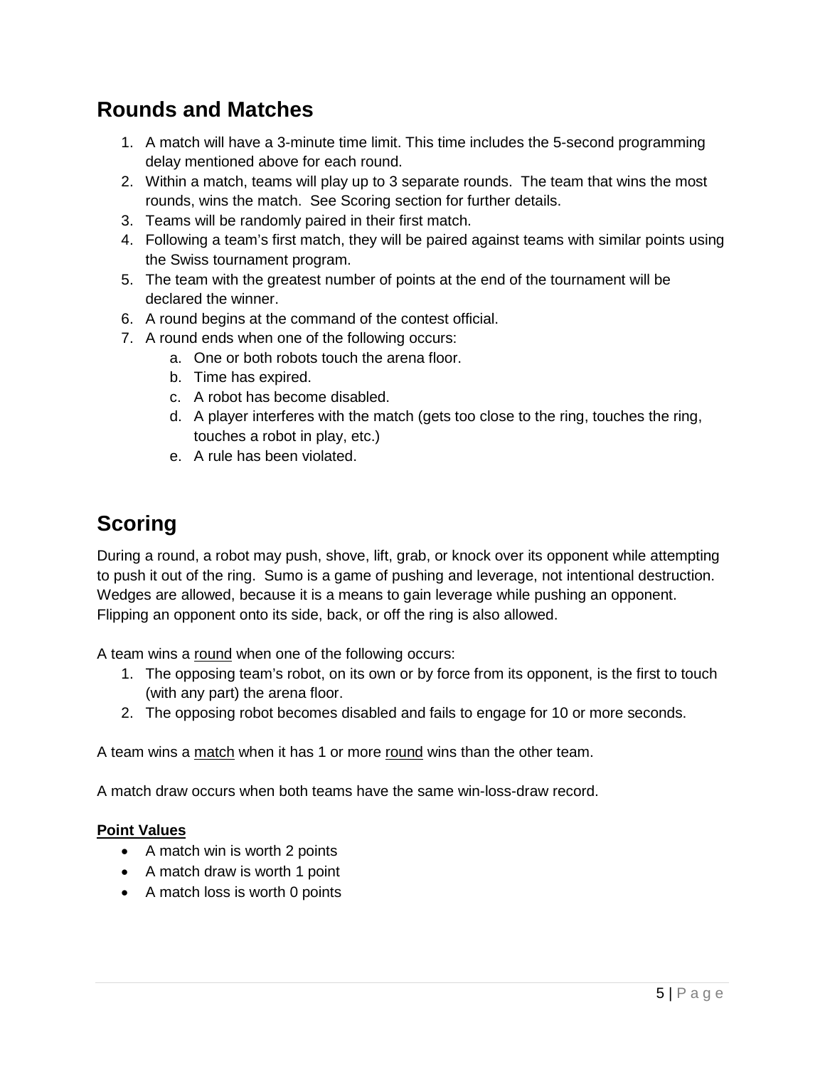## Rounds and Matches

1. A match will have a 3-minute time limit. This time includes the 5-second programming delay mentioned above for each round.
2. Within a match, teams will play up to 3 separate rounds. The team that wins the most rounds, wins the match. See Scoring section for further details.
3. Teams will be randomly paired in their first match.
4. Following a team's first match, they will be paired against teams with similar points using the Swiss tournament program.
5. The team with the greatest number of points at the end of the tournament will be declared the winner.
6. A round begins at the command of the contest official.
7. A round ends when one of the following occurs:
    a. One or both robots touch the arena floor.
    b. Time has expired.
    c. A robot has become disabled.
    d. A player interferes with the match (gets too close to the ring, touches the ring, touches a robot in play, etc.)
    e. A rule has been violated.

## Scoring

During a round, a robot may push, shove, lift, grab, or knock over its opponent while attempting to push it out of the ring. Sumo is a game of pushing and leverage, not intentional destruction. Wedges are allowed, because it is a means to gain leverage while pushing an opponent. Flipping an opponent onto its side, back, or off the ring is also allowed.

A team wins a <u>round</u> when one of the following occurs:

1. The opposing team's robot, on its own or by force from its opponent, is the first to touch (with any part) the arena floor.
2. The opposing robot becomes disabled and fails to engage for 10 or more seconds.

A team wins a <u>match</u> when it has 1 or more <u>round</u> wins than the other team.

A match draw occurs when both teams have the same win-loss-draw record.

**<u>Point Values</u>**

- A match win is worth 2 points
- A match draw is worth 1 point
- A match loss is worth 0 points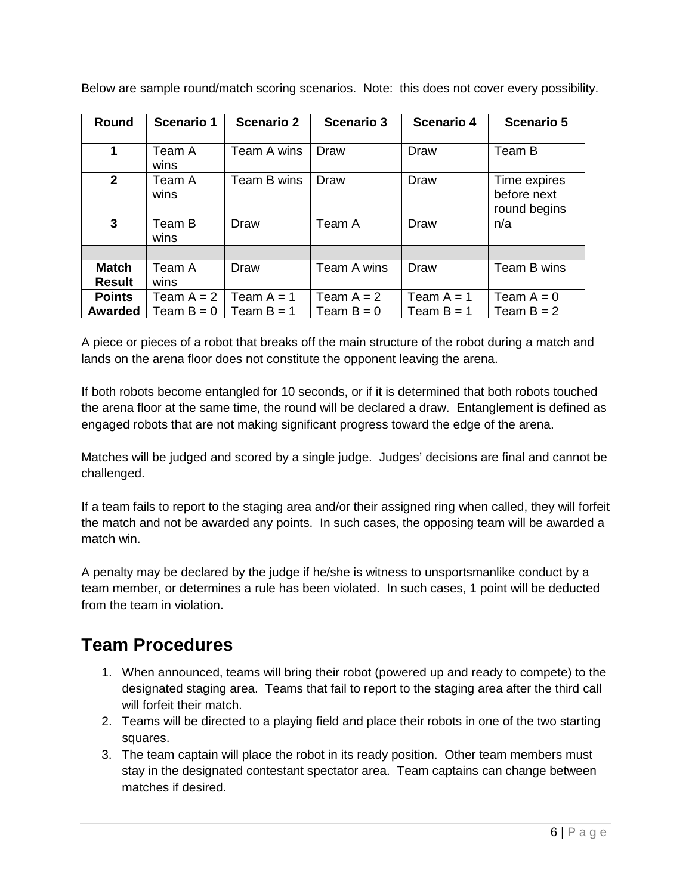Below are sample round/match scoring scenarios. Note: this does not cover every possibility.

| Round | Scenario 1 | Scenario 2 | Scenario 3 | Scenario 4 | Scenario 5 |
|---|---|---|---|---|---|
| **1** | Team A wins | Team A wins | Draw | Draw | Team B |
| **2** | Team A wins | Team B wins | Draw | Draw | Time expires before next round begins |
| **3** | Team B wins | Draw | Team A | Draw | n/a |
| | | | | | |
| **Match Result** | Team A wins | Draw | Team A wins | Draw | Team B wins |
| **Points Awarded** | Team A = 2 Team B = 0 | Team A = 1 Team B = 1 | Team A = 2 Team B = 0 | Team A = 1 Team B = 1 | Team A = 0 Team B = 2 |

A piece or pieces of a robot that breaks off the main structure of the robot during a match and lands on the arena floor does not constitute the opponent leaving the arena.

If both robots become entangled for 10 seconds, or if it is determined that both robots touched the arena floor at the same time, the round will be declared a draw. Entanglement is defined as engaged robots that are not making significant progress toward the edge of the arena.

Matches will be judged and scored by a single judge. Judges' decisions are final and cannot be challenged.

If a team fails to report to the staging area and/or their assigned ring when called, they will forfeit the match and not be awarded any points. In such cases, the opposing team will be awarded a match win.

A penalty may be declared by the judge if he/she is witness to unsportsmanlike conduct by a team member, or determines a rule has been violated. In such cases, 1 point will be deducted from the team in violation.

## Team Procedures

1. When announced, teams will bring their robot (powered up and ready to compete) to the designated staging area. Teams that fail to report to the staging area after the third call will forfeit their match.
2. Teams will be directed to a playing field and place their robots in one of the two starting squares.
3. The team captain will place the robot in its ready position. Other team members must stay in the designated contestant spectator area. Team captains can change between matches if desired.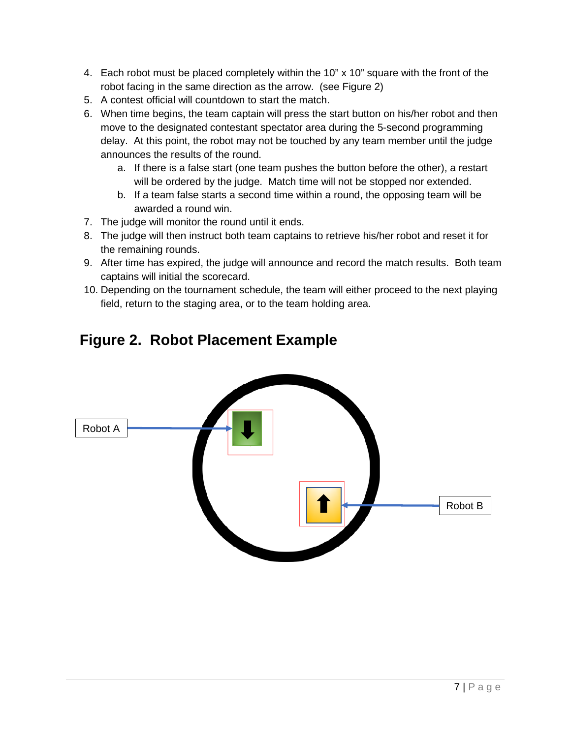4. Each robot must be placed completely within the 10" x 10" square with the front of the robot facing in the same direction as the arrow. (see Figure 2)
5. A contest official will countdown to start the match.
6. When time begins, the team captain will press the start button on his/her robot and then move to the designated contestant spectator area during the 5-second programming delay. At this point, the robot may not be touched by any team member until the judge announces the results of the round.
    a. If there is a false start (one team pushes the button before the other), a restart will be ordered by the judge. Match time will not be stopped nor extended.
    b. If a team false starts a second time within a round, the opposing team will be awarded a round win.
7. The judge will monitor the round until it ends.
8. The judge will then instruct both team captains to retrieve his/her robot and reset it for the remaining rounds.
9. After time has expired, the judge will announce and record the match results. Both team captains will initial the scorecard.
10. Depending on the tournament schedule, the team will either proceed to the next playing field, return to the staging area, or to the team holding area.

## Figure 2. Robot Placement Example

Robot A

Robot B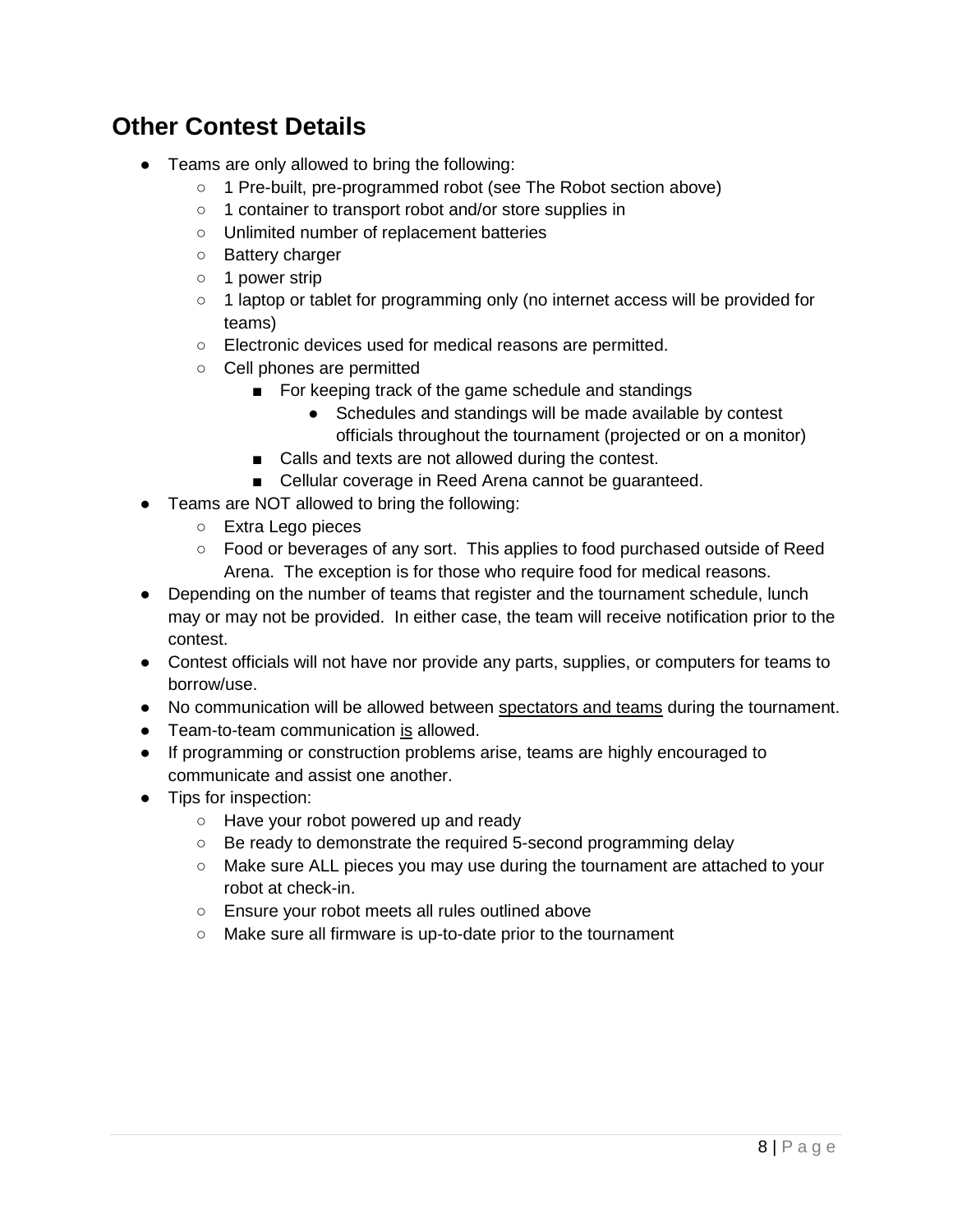## Other Contest Details

- Teams are only allowed to bring the following:
  - 1 Pre-built, pre-programmed robot (see The Robot section above)
  - 1 container to transport robot and/or store supplies in
  - Unlimited number of replacement batteries
  - Battery charger
  - 1 power strip
  - 1 laptop or tablet for programming only (no internet access will be provided for teams)
  - Electronic devices used for medical reasons are permitted.
  - Cell phones are permitted
    - For keeping track of the game schedule and standings
      - Schedules and standings will be made available by contest officials throughout the tournament (projected or on a monitor)
    - Calls and texts are not allowed during the contest.
    - Cellular coverage in Reed Arena cannot be guaranteed.
- Teams are NOT allowed to bring the following:
  - Extra Lego pieces
  - Food or beverages of any sort. This applies to food purchased outside of Reed Arena. The exception is for those who require food for medical reasons.
- Depending on the number of teams that register and the tournament schedule, lunch may or may not be provided. In either case, the team will receive notification prior to the contest.
- Contest officials will not have nor provide any parts, supplies, or computers for teams to borrow/use.
- No communication will be allowed between <u>spectators and teams</u> during the tournament.
- Team-to-team communication <u>is</u> allowed.
- If programming or construction problems arise, teams are highly encouraged to communicate and assist one another.
- Tips for inspection:
  - Have your robot powered up and ready
  - Be ready to demonstrate the required 5-second programming delay
  - Make sure ALL pieces you may use during the tournament are attached to your robot at check-in.
  - Ensure your robot meets all rules outlined above
  - Make sure all firmware is up-to-date prior to the tournament